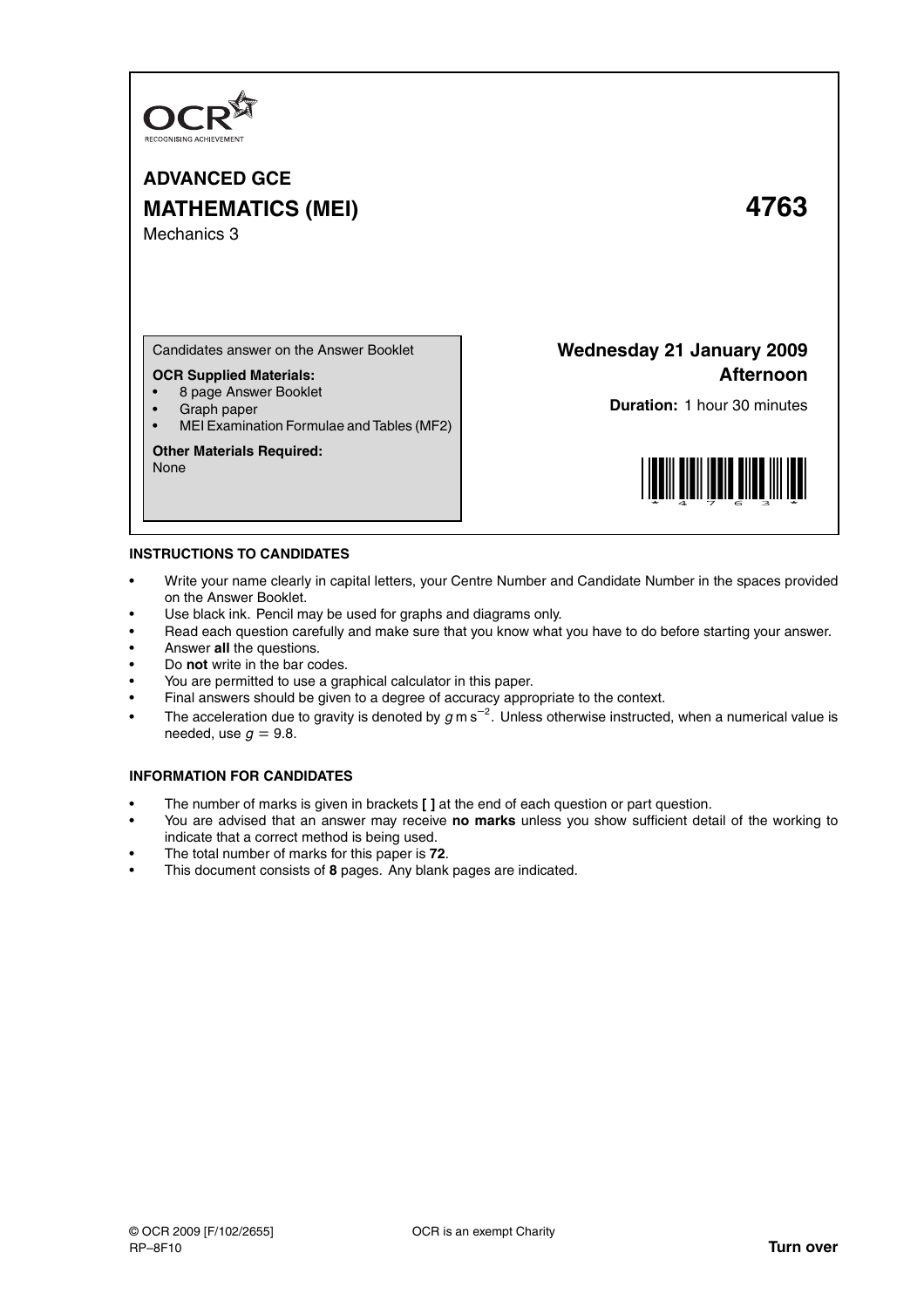OCR

RECOGNISING ACHIEVEMENT

# ADVANCED GCE

# MATHEMATICS (MEI) 4763

Mechanics 3

Candidates answer on the Answer Booklet

**OCR Supplied Materials:**

- 8 page Answer Booklet
- Graph paper
- MEI Examination Formulae and Tables (MF2)

**Other Materials Required:**
None

**Wednesday 21 January 2009**
**Afternoon**

**Duration:** 1 hour 30 minutes

\*4763\*

**INSTRUCTIONS TO CANDIDATES**

- Write your name clearly in capital letters, your Centre Number and Candidate Number in the spaces provided on the Answer Booklet.
- Use black ink. Pencil may be used for graphs and diagrams only.
- Read each question carefully and make sure that you know what you have to do before starting your answer.
- Answer **all** the questions.
- Do **not** write in the bar codes.
- You are permitted to use a graphical calculator in this paper.
- Final answers should be given to a degree of accuracy appropriate to the context.
- The acceleration due to gravity is denoted by $g\text{ m s}^{-2}$. Unless otherwise instructed, when a numerical value is needed, use $g = 9.8$.

**INFORMATION FOR CANDIDATES**

- The number of marks is given in brackets **[ ]** at the end of each question or part question.
- You are advised that an answer may receive **no marks** unless you show sufficient detail of the working to indicate that a correct method is being used.
- The total number of marks for this paper is **72**.
- This document consists of **8** pages. Any blank pages are indicated.

© OCR 2009 [F/102/2655]
RP–8F10

OCR is an exempt Charity

**Turn over**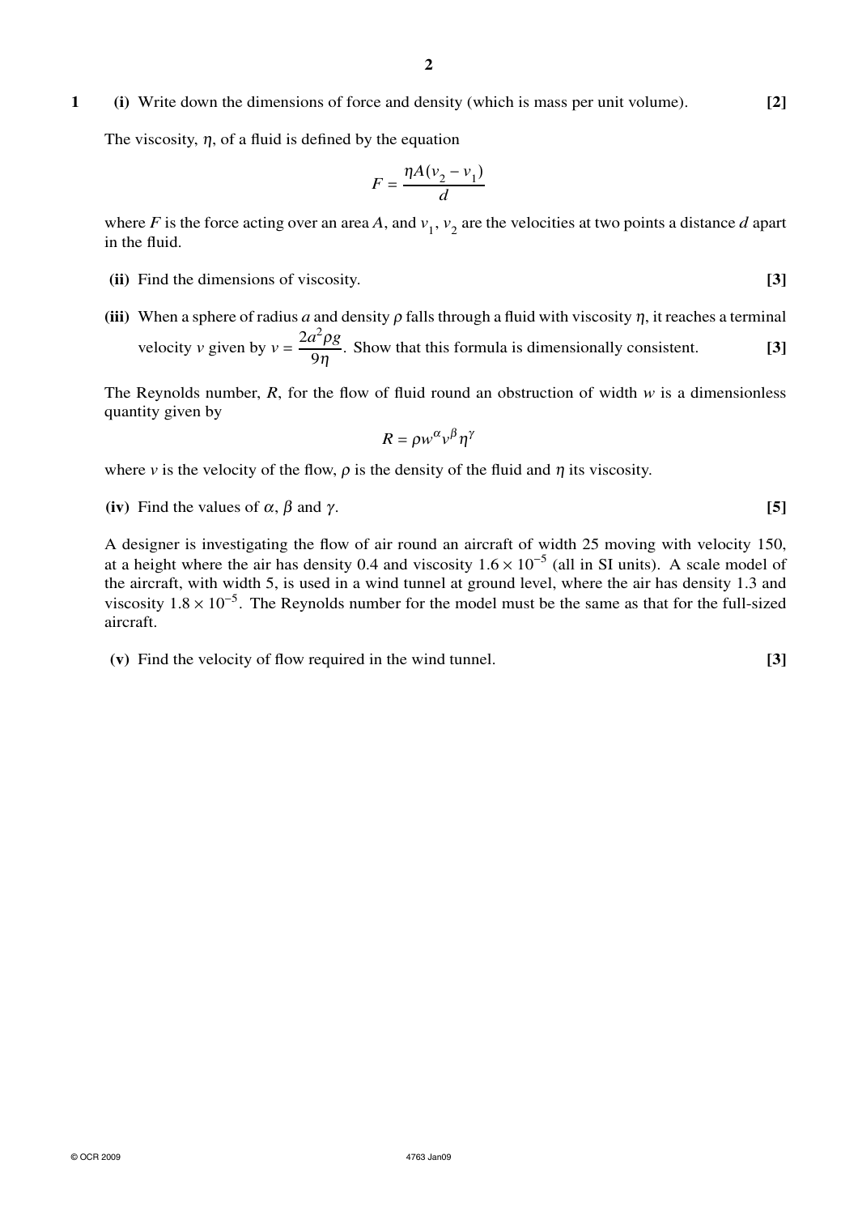**1** **(i)** Write down the dimensions of force and density (which is mass per unit volume). **[2]**

The viscosity, $\eta$, of a fluid is defined by the equation

$$F = \frac{\eta A(v_2 - v_1)}{d}$$

where $F$ is the force acting over an area $A$, and $v_1$, $v_2$ are the velocities at two points a distance $d$ apart in the fluid.

**(ii)** Find the dimensions of viscosity. **[3]**

**(iii)** When a sphere of radius $a$ and density $\rho$ falls through a fluid with viscosity $\eta$, it reaches a terminal velocity $v$ given by $v = \dfrac{2a^2\rho g}{9\eta}$. Show that this formula is dimensionally consistent. **[3]**

The Reynolds number, $R$, for the flow of fluid round an obstruction of width $w$ is a dimensionless quantity given by

$$R = \rho w^{\alpha} v^{\beta} \eta^{\gamma}$$

where $v$ is the velocity of the flow, $\rho$ is the density of the fluid and $\eta$ its viscosity.

**(iv)** Find the values of $\alpha$, $\beta$ and $\gamma$. **[5]**

A designer is investigating the flow of air round an aircraft of width 25 moving with velocity 150, at a height where the air has density 0.4 and viscosity $1.6 \times 10^{-5}$ (all in SI units). A scale model of the aircraft, with width 5, is used in a wind tunnel at ground level, where the air has density 1.3 and viscosity $1.8 \times 10^{-5}$. The Reynolds number for the model must be the same as that for the full-sized aircraft.

**(v)** Find the velocity of flow required in the wind tunnel. **[3]**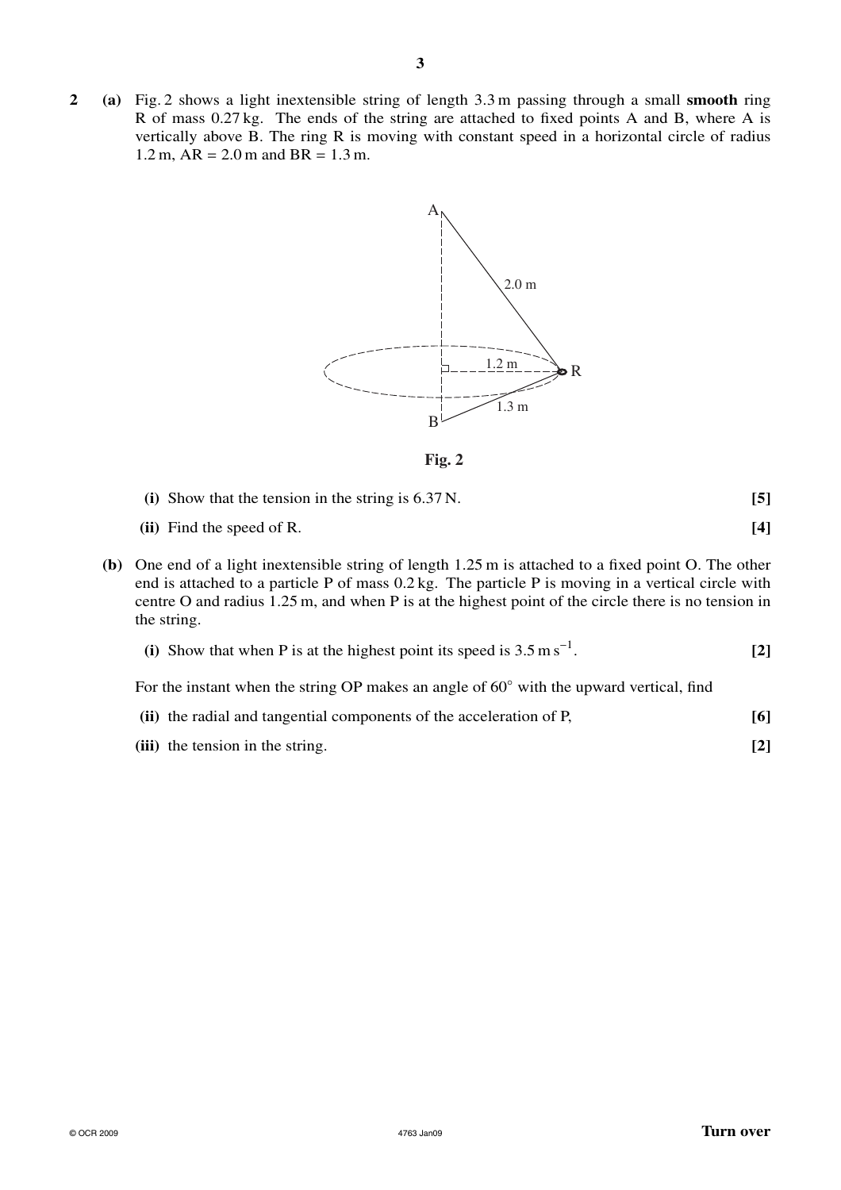**2** **(a)** Fig. 2 shows a light inextensible string of length 3.3 m passing through a small **smooth** ring R of mass 0.27 kg. The ends of the string are attached to fixed points A and B, where A is vertically above B. The ring R is moving with constant speed in a horizontal circle of radius 1.2 m, AR = 2.0 m and BR = 1.3 m.

**Fig. 2**

**(i)** Show that the tension in the string is 6.37 N. **[5]**

**(ii)** Find the speed of R. **[4]**

**(b)** One end of a light inextensible string of length 1.25 m is attached to a fixed point O. The other end is attached to a particle P of mass 0.2 kg. The particle P is moving in a vertical circle with centre O and radius 1.25 m, and when P is at the highest point of the circle there is no tension in the string.

**(i)** Show that when P is at the highest point its speed is $3.5\text{ m s}^{-1}$. **[2]**

For the instant when the string OP makes an angle of $60^\circ$ with the upward vertical, find

**(ii)** the radial and tangential components of the acceleration of P, **[6]**

**(iii)** the tension in the string. **[2]**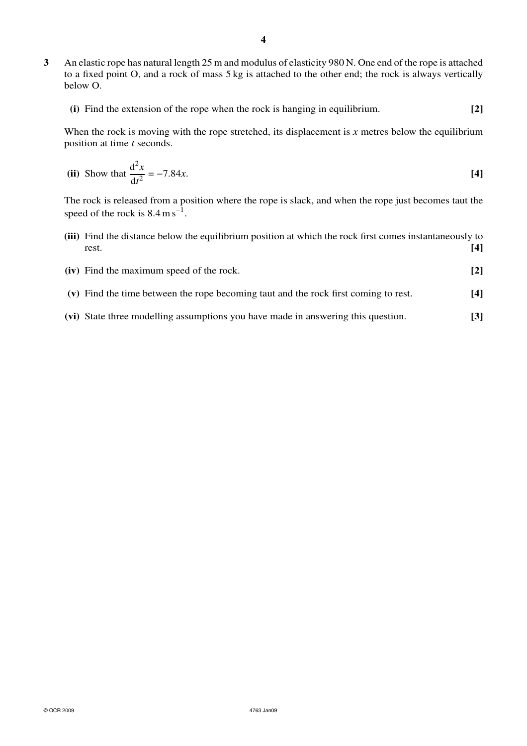**3** An elastic rope has natural length 25 m and modulus of elasticity 980 N. One end of the rope is attached to a fixed point O, and a rock of mass 5 kg is attached to the other end; the rock is always vertically below O.

**(i)** Find the extension of the rope when the rock is hanging in equilibrium. **[2]**

When the rock is moving with the rope stretched, its displacement is $x$ metres below the equilibrium position at time $t$ seconds.

**(ii)** Show that $\dfrac{d^2x}{dt^2} = -7.84x$. **[4]**

The rock is released from a position where the rope is slack, and when the rope just becomes taut the speed of the rock is $8.4\ \text{m s}^{-1}$.

**(iii)** Find the distance below the equilibrium position at which the rock first comes instantaneously to rest. **[4]**

**(iv)** Find the maximum speed of the rock. **[2]**

**(v)** Find the time between the rope becoming taut and the rock first coming to rest. **[4]**

**(vi)** State three modelling assumptions you have made in answering this question. **[3]**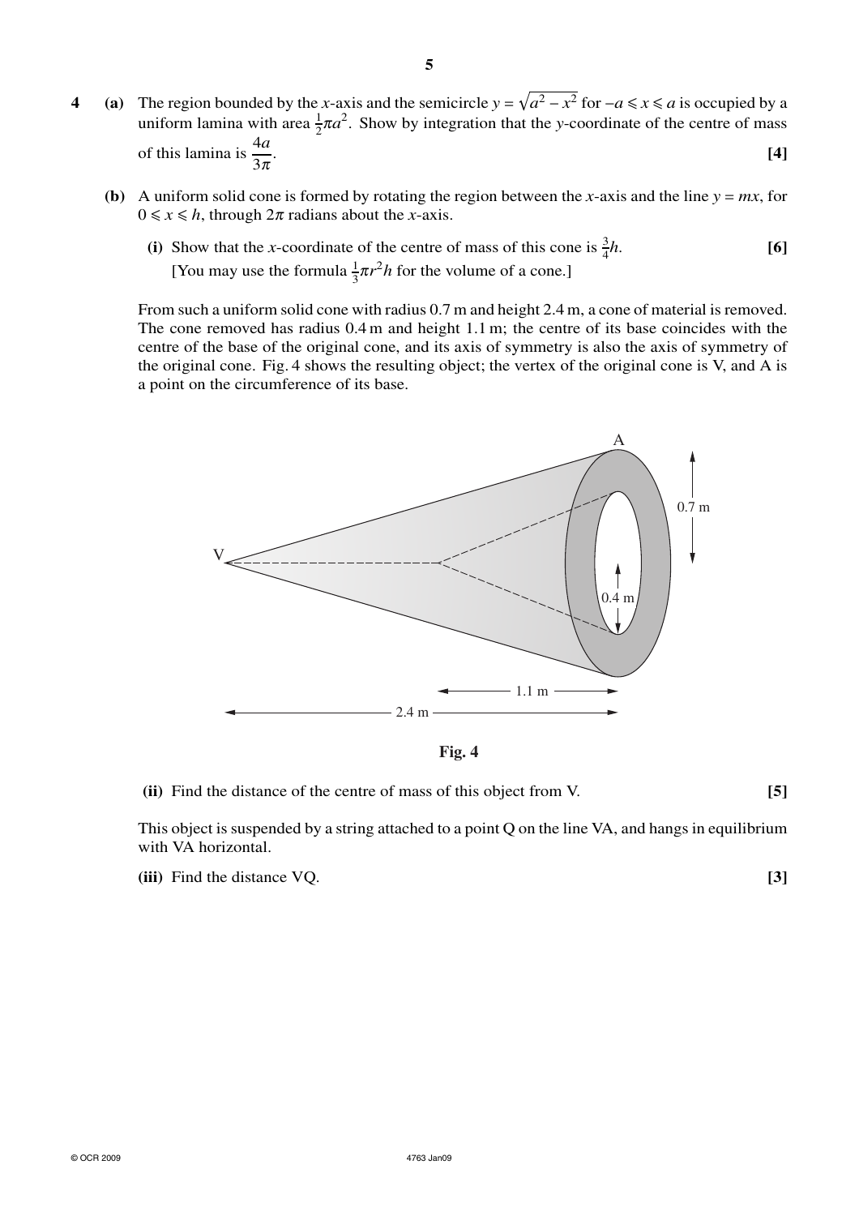**4** **(a)** The region bounded by the $x$-axis and the semicircle $y = \sqrt{a^2 - x^2}$ for $-a \leqslant x \leqslant a$ is occupied by a uniform lamina with area $\frac{1}{2}\pi a^2$. Show by integration that the $y$-coordinate of the centre of mass of this lamina is $\dfrac{4a}{3\pi}$. **[4]**

**(b)** A uniform solid cone is formed by rotating the region between the $x$-axis and the line $y = mx$, for $0 \leqslant x \leqslant h$, through $2\pi$ radians about the $x$-axis.

**(i)** Show that the $x$-coordinate of the centre of mass of this cone is $\frac{3}{4}h$. **[6]**
[You may use the formula $\frac{1}{3}\pi r^2 h$ for the volume of a cone.]

From such a uniform solid cone with radius 0.7 m and height 2.4 m, a cone of material is removed. The cone removed has radius 0.4 m and height 1.1 m; the centre of its base coincides with the centre of the base of the original cone, and its axis of symmetry is also the axis of symmetry of the original cone. Fig. 4 shows the resulting object; the vertex of the original cone is V, and A is a point on the circumference of its base.

**Fig. 4**

**(ii)** Find the distance of the centre of mass of this object from V. **[5]**

This object is suspended by a string attached to a point Q on the line VA, and hangs in equilibrium with VA horizontal.

**(iii)** Find the distance VQ. **[3]**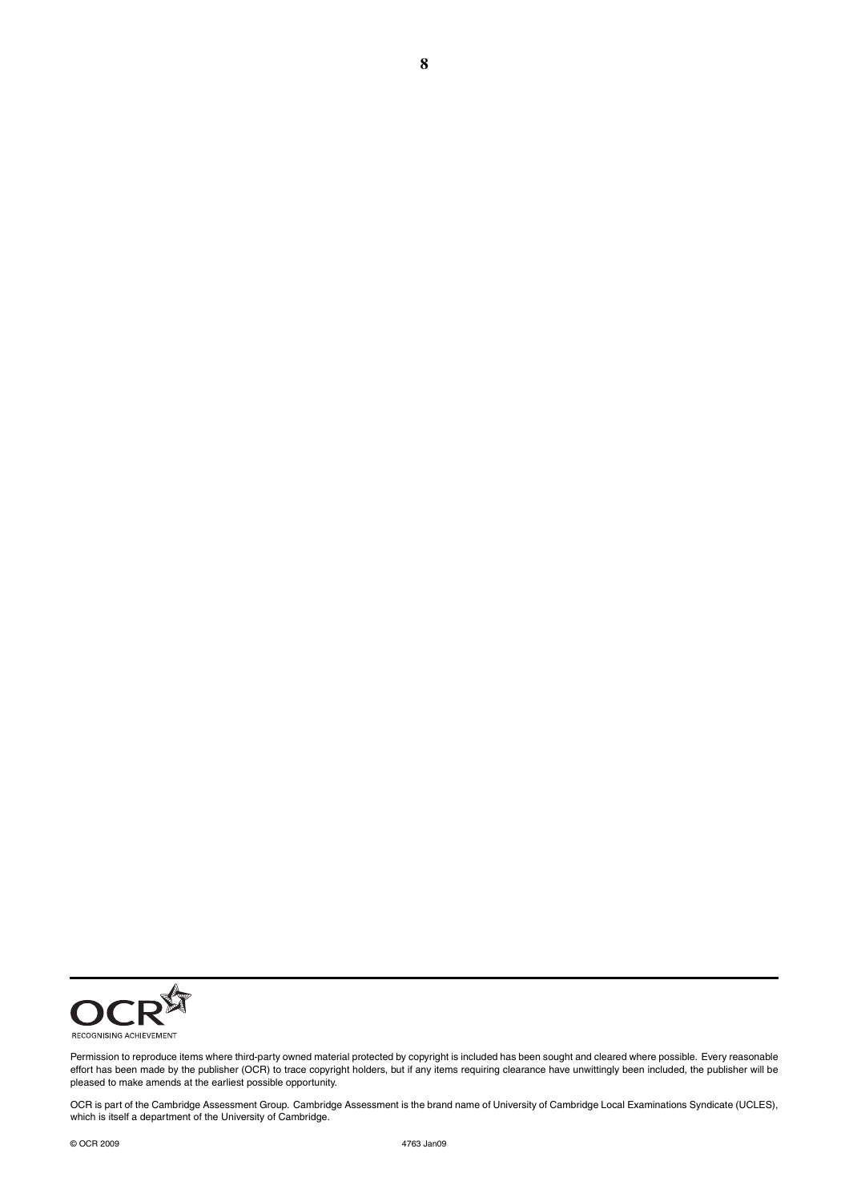Permission to reproduce items where third-party owned material protected by copyright is included has been sought and cleared where possible. Every reasonable effort has been made by the publisher (OCR) to trace copyright holders, but if any items requiring clearance have unwittingly been included, the publisher will be pleased to make amends at the earliest possible opportunity.

OCR is part of the Cambridge Assessment Group. Cambridge Assessment is the brand name of University of Cambridge Local Examinations Syndicate (UCLES), which is itself a department of the University of Cambridge.